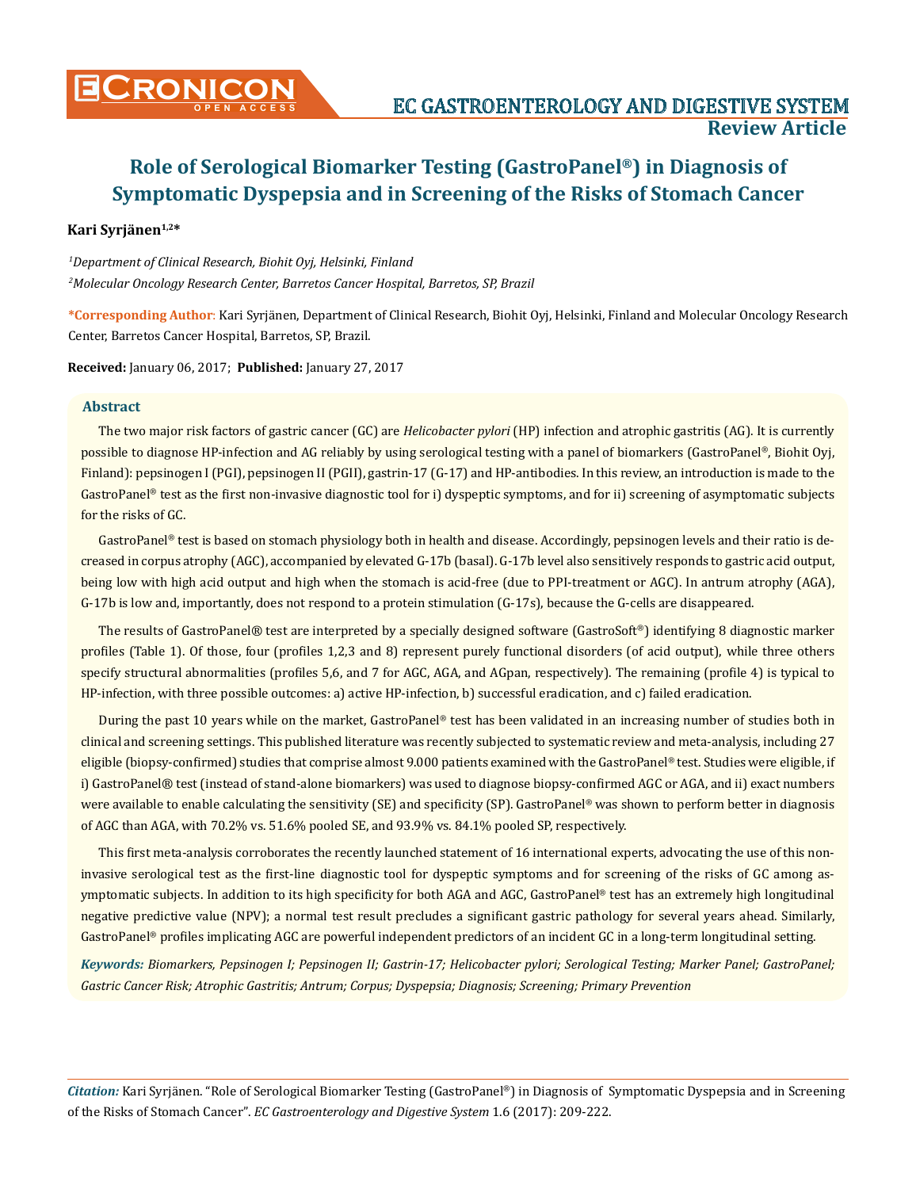# Role of Serological Biomarker Testing (GastroPanel®) in Diagnosis of Symptomatic Dyspepsia and in Screening of the Risks of Stomach Cancer

**Review Article**

**Kari Syrjänen[1,2]***

*[1]Department of Clinical Research, Biohit Oyj, Helsinki, Finland*

*[2]Molecular Oncology Research Center, Barretos Cancer Hospital, Barretos, SP, Brazil*

**\*Corresponding Author:** Kari Syrjänen, Department of Clinical Research, Biohit Oyj, Helsinki, Finland and Molecular Oncology Research Center, Barretos Cancer Hospital, Barretos, SP, Brazil.

**Received:** January 06, 2017; **Published:** January 27, 2017

## Abstract

The two major risk factors of gastric cancer (GC) are *Helicobacter pylori* (HP) infection and atrophic gastritis (AG). It is currently possible to diagnose HP-infection and AG reliably by using serological testing with a panel of biomarkers (GastroPanel®, Biohit Oyj, Finland): pepsinogen I (PGI), pepsinogen II (PGII), gastrin-17 (G-17) and HP-antibodies. In this review, an introduction is made to the GastroPanel® test as the first non-invasive diagnostic tool for i) dyspeptic symptoms, and for ii) screening of asymptomatic subjects for the risks of GC.

GastroPanel® test is based on stomach physiology both in health and disease. Accordingly, pepsinogen levels and their ratio is decreased in corpus atrophy (AGC), accompanied by elevated G-17b (basal). G-17b level also sensitively responds to gastric acid output, being low with high acid output and high when the stomach is acid-free (due to PPI-treatment or AGC). In antrum atrophy (AGA), G-17b is low and, importantly, does not respond to a protein stimulation (G-17s), because the G-cells are disappeared.

The results of GastroPanel® test are interpreted by a specially designed software (GastroSoft®) identifying 8 diagnostic marker profiles (Table 1). Of those, four (profiles 1,2,3 and 8) represent purely functional disorders (of acid output), while three others specify structural abnormalities (profiles 5,6, and 7 for AGC, AGA, and AGpan, respectively). The remaining (profile 4) is typical to HP-infection, with three possible outcomes: a) active HP-infection, b) successful eradication, and c) failed eradication.

During the past 10 years while on the market, GastroPanel® test has been validated in an increasing number of studies both in clinical and screening settings. This published literature was recently subjected to systematic review and meta-analysis, including 27 eligible (biopsy-confirmed) studies that comprise almost 9.000 patients examined with the GastroPanel® test. Studies were eligible, if i) GastroPanel® test (instead of stand-alone biomarkers) was used to diagnose biopsy-confirmed AGC or AGA, and ii) exact numbers were available to enable calculating the sensitivity (SE) and specificity (SP). GastroPanel® was shown to perform better in diagnosis of AGC than AGA, with 70.2% vs. 51.6% pooled SE, and 93.9% vs. 84.1% pooled SP, respectively.

This first meta-analysis corroborates the recently launched statement of 16 international experts, advocating the use of this non-invasive serological test as the first-line diagnostic tool for dyspeptic symptoms and for screening of the risks of GC among asymptomatic subjects. In addition to its high specificity for both AGA and AGC, GastroPanel® test has an extremely high longitudinal negative predictive value (NPV); a normal test result precludes a significant gastric pathology for several years ahead. Similarly, GastroPanel® profiles implicating AGC are powerful independent predictors of an incident GC in a long-term longitudinal setting.

***Keywords:*** *Biomarkers, Pepsinogen I; Pepsinogen II; Gastrin-17; Helicobacter pylori; Serological Testing; Marker Panel; GastroPanel; Gastric Cancer Risk; Atrophic Gastritis; Antrum; Corpus; Dyspepsia; Diagnosis; Screening; Primary Prevention*

***Citation:*** Kari Syrjänen. "Role of Serological Biomarker Testing (GastroPanel®) in Diagnosis of Symptomatic Dyspepsia and in Screening of the Risks of Stomach Cancer". *EC Gastroenterology and Digestive System* 1.6 (2017): 209-222.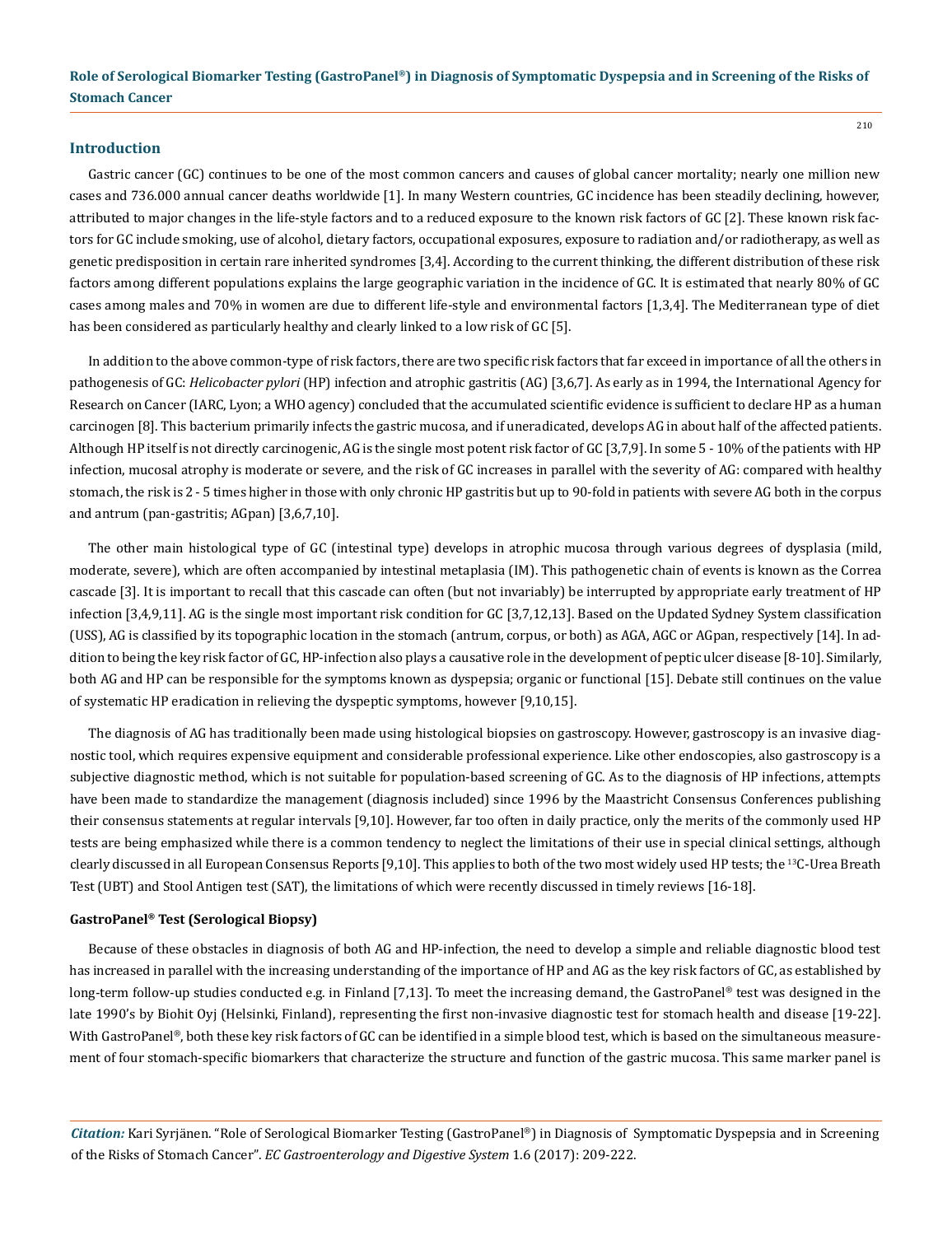## Introduction

Gastric cancer (GC) continues to be one of the most common cancers and causes of global cancer mortality; nearly one million new cases and 736.000 annual cancer deaths worldwide [1]. In many Western countries, GC incidence has been steadily declining, however, attributed to major changes in the life-style factors and to a reduced exposure to the known risk factors of GC [2]. These known risk factors for GC include smoking, use of alcohol, dietary factors, occupational exposures, exposure to radiation and/or radiotherapy, as well as genetic predisposition in certain rare inherited syndromes [3,4]. According to the current thinking, the different distribution of these risk factors among different populations explains the large geographic variation in the incidence of GC. It is estimated that nearly 80% of GC cases among males and 70% in women are due to different life-style and environmental factors [1,3,4]. The Mediterranean type of diet has been considered as particularly healthy and clearly linked to a low risk of GC [5].

In addition to the above common-type of risk factors, there are two specific risk factors that far exceed in importance of all the others in pathogenesis of GC: *Helicobacter pylori* (HP) infection and atrophic gastritis (AG) [3,6,7]. As early as in 1994, the International Agency for Research on Cancer (IARC, Lyon; a WHO agency) concluded that the accumulated scientific evidence is sufficient to declare HP as a human carcinogen [8]. This bacterium primarily infects the gastric mucosa, and if uneradicated, develops AG in about half of the affected patients. Although HP itself is not directly carcinogenic, AG is the single most potent risk factor of GC [3,7,9]. In some 5 - 10% of the patients with HP infection, mucosal atrophy is moderate or severe, and the risk of GC increases in parallel with the severity of AG: compared with healthy stomach, the risk is 2 - 5 times higher in those with only chronic HP gastritis but up to 90-fold in patients with severe AG both in the corpus and antrum (pan-gastritis; AGpan) [3,6,7,10].

The other main histological type of GC (intestinal type) develops in atrophic mucosa through various degrees of dysplasia (mild, moderate, severe), which are often accompanied by intestinal metaplasia (IM). This pathogenetic chain of events is known as the Correa cascade [3]. It is important to recall that this cascade can often (but not invariably) be interrupted by appropriate early treatment of HP infection [3,4,9,11]. AG is the single most important risk condition for GC [3,7,12,13]. Based on the Updated Sydney System classification (USS), AG is classified by its topographic location in the stomach (antrum, corpus, or both) as AGA, AGC or AGpan, respectively [14]. In addition to being the key risk factor of GC, HP-infection also plays a causative role in the development of peptic ulcer disease [8-10]. Similarly, both AG and HP can be responsible for the symptoms known as dyspepsia; organic or functional [15]. Debate still continues on the value of systematic HP eradication in relieving the dyspeptic symptoms, however [9,10,15].

The diagnosis of AG has traditionally been made using histological biopsies on gastroscopy. However, gastroscopy is an invasive diagnostic tool, which requires expensive equipment and considerable professional experience. Like other endoscopies, also gastroscopy is a subjective diagnostic method, which is not suitable for population-based screening of GC. As to the diagnosis of HP infections, attempts have been made to standardize the management (diagnosis included) since 1996 by the Maastricht Consensus Conferences publishing their consensus statements at regular intervals [9,10]. However, far too often in daily practice, only the merits of the commonly used HP tests are being emphasized while there is a common tendency to neglect the limitations of their use in special clinical settings, although clearly discussed in all European Consensus Reports [9,10]. This applies to both of the two most widely used HP tests; the $^{13}$C-Urea Breath Test (UBT) and Stool Antigen test (SAT), the limitations of which were recently discussed in timely reviews [16-18].

### GastroPanel® Test (Serological Biopsy)

Because of these obstacles in diagnosis of both AG and HP-infection, the need to develop a simple and reliable diagnostic blood test has increased in parallel with the increasing understanding of the importance of HP and AG as the key risk factors of GC, as established by long-term follow-up studies conducted e.g. in Finland [7,13]. To meet the increasing demand, the GastroPanel® test was designed in the late 1990's by Biohit Oyj (Helsinki, Finland), representing the first non-invasive diagnostic test for stomach health and disease [19-22]. With GastroPanel®, both these key risk factors of GC can be identified in a simple blood test, which is based on the simultaneous measurement of four stomach-specific biomarkers that characterize the structure and function of the gastric mucosa. This same marker panel is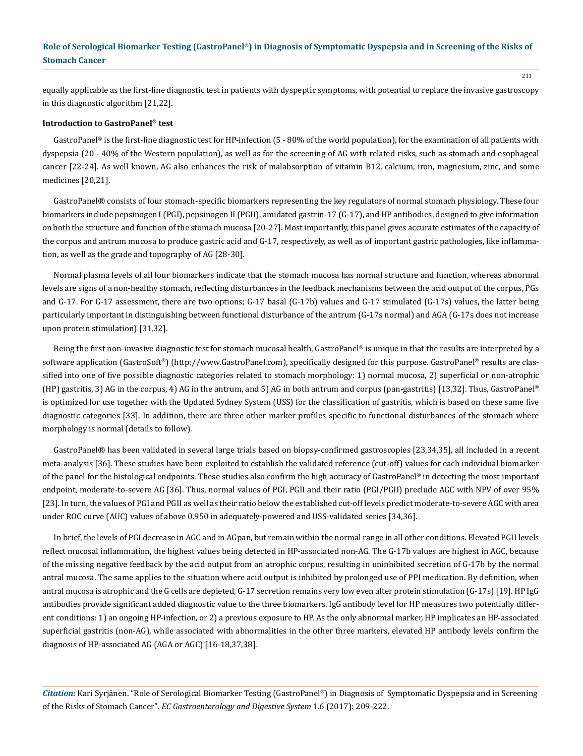equally applicable as the first-line diagnostic test in patients with dyspeptic symptoms, with potential to replace the invasive gastroscopy in this diagnostic algorithm [21,22].

**Introduction to GastroPanel® test**

GastroPanel® is the first-line diagnostic test for HP-infection (5 - 80% of the world population), for the examination of all patients with dyspepsia (20 - 40% of the Western population), as well as for the screening of AG with related risks, such as stomach and esophageal cancer [22-24]. As well known, AG also enhances the risk of malabsorption of vitamin B12, calcium, iron, magnesium, zinc, and some medicines [20,21].

GastroPanel® consists of four stomach-specific biomarkers representing the key regulators of normal stomach physiology. These four biomarkers include pepsinogen I (PGI), pepsinogen II (PGII), amidated gastrin-17 (G-17), and HP antibodies, designed to give information on both the structure and function of the stomach mucosa [20-27]. Most importantly, this panel gives accurate estimates of the capacity of the corpus and antrum mucosa to produce gastric acid and G-17, respectively, as well as of important gastric pathologies, like inflammation, as well as the grade and topography of AG [28-30].

Normal plasma levels of all four biomarkers indicate that the stomach mucosa has normal structure and function, whereas abnormal levels are signs of a non-healthy stomach, reflecting disturbances in the feedback mechanisms between the acid output of the corpus, PGs and G-17. For G-17 assessment, there are two options; G-17 basal (G-17b) values and G-17 stimulated (G-17s) values, the latter being particularly important in distinguishing between functional disturbance of the antrum (G-17s normal) and AGA (G-17s does not increase upon protein stimulation) [31,32].

Being the first non-invasive diagnostic test for stomach mucosal health, GastroPanel® is unique in that the results are interpreted by a software application (GastroSoft®) (http://www.GastroPanel.com), specifically designed for this purpose. GastroPanel® results are classified into one of five possible diagnostic categories related to stomach morphology: 1) normal mucosa, 2) superficial or non-atrophic (HP) gastritis, 3) AG in the corpus, 4) AG in the antrum, and 5) AG in both antrum and corpus (pan-gastritis) [13,32]. Thus, GastroPanel® is optimized for use together with the Updated Sydney System (USS) for the classification of gastritis, which is based on these same five diagnostic categories [33]. In addition, there are three other marker profiles specific to functional disturbances of the stomach where morphology is normal (details to follow).

GastroPanel® has been validated in several large trials based on biopsy-confirmed gastroscopies [23,34,35], all included in a recent meta-analysis [36]. These studies have been exploited to establish the validated reference (cut-off) values for each individual biomarker of the panel for the histological endpoints. These studies also confirm the high accuracy of GastroPanel® in detecting the most important endpoint, moderate-to-severe AG [36]. Thus, normal values of PGI, PGII and their ratio (PGI/PGII) preclude AGC with NPV of over 95% [23]. In turn, the values of PGI and PGII as well as their ratio below the established cut-off levels predict moderate-to-severe AGC with area under ROC curve (AUC) values of above 0.950 in adequately-powered and USS-validated series [34,36].

In brief, the levels of PGI decrease in AGC and in AGpan, but remain within the normal range in all other conditions. Elevated PGII levels reflect mucosal inflammation, the highest values being detected in HP-associated non-AG. The G-17b values are highest in AGC, because of the missing negative feedback by the acid output from an atrophic corpus, resulting in uninhibited secretion of G-17b by the normal antral mucosa. The same applies to the situation where acid output is inhibited by prolonged use of PPI medication. By definition, when antral mucosa is atrophic and the G cells are depleted, G-17 secretion remains very low even after protein stimulation (G-17s) [19]. HP IgG antibodies provide significant added diagnostic value to the three biomarkers. IgG antibody level for HP measures two potentially different conditions: 1) an ongoing HP-infection, or 2) a previous exposure to HP. As the only abnormal marker, HP implicates an HP-associated superficial gastritis (non-AG), while associated with abnormalities in the other three markers, elevated HP antibody levels confirm the diagnosis of HP-associated AG (AGA or AGC) [16-18,37,38].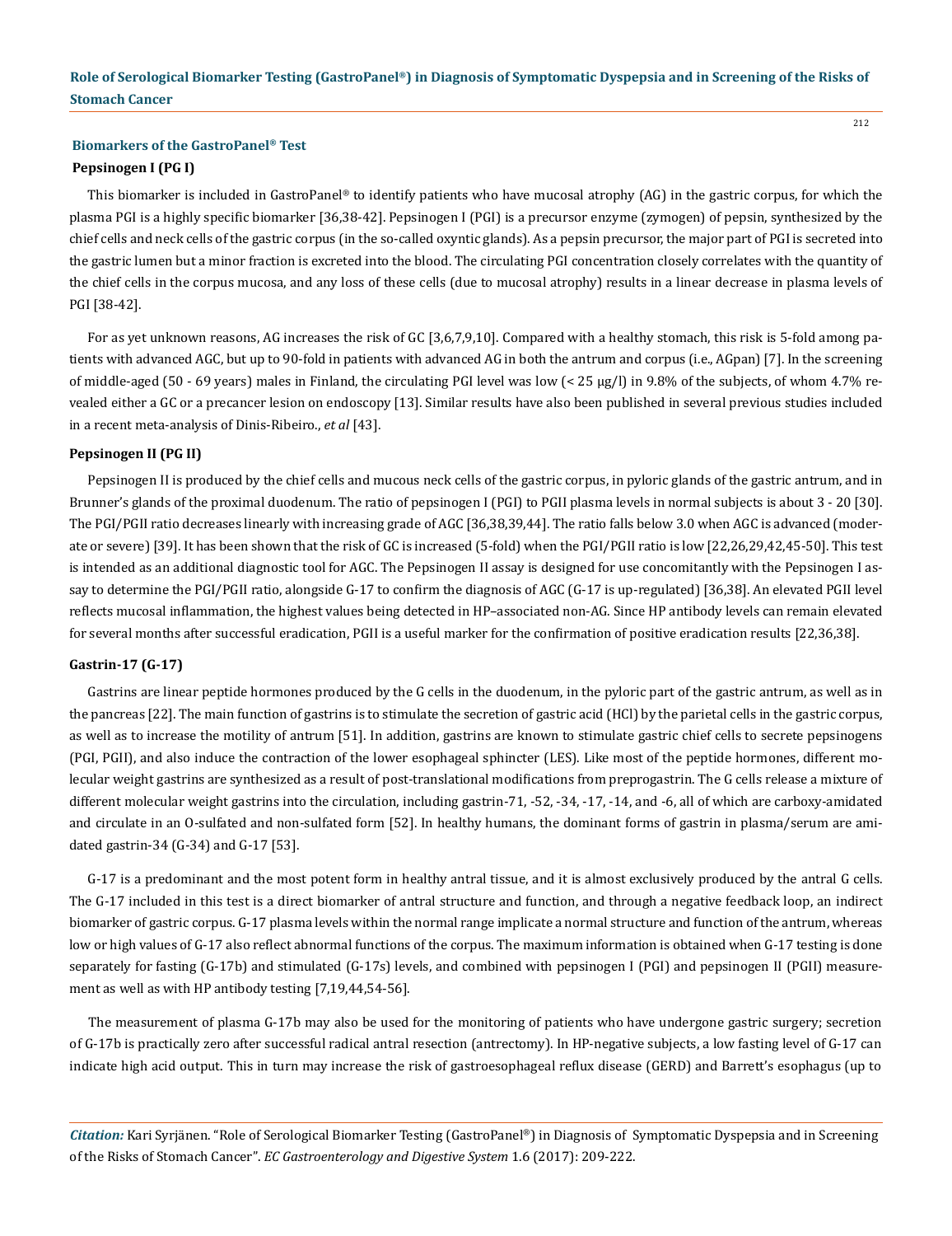## Biomarkers of the GastroPanel® Test

### Pepsinogen I (PG I)

This biomarker is included in GastroPanel® to identify patients who have mucosal atrophy (AG) in the gastric corpus, for which the plasma PGI is a highly specific biomarker [36,38-42]. Pepsinogen I (PGI) is a precursor enzyme (zymogen) of pepsin, synthesized by the chief cells and neck cells of the gastric corpus (in the so-called oxyntic glands). As a pepsin precursor, the major part of PGI is secreted into the gastric lumen but a minor fraction is excreted into the blood. The circulating PGI concentration closely correlates with the quantity of the chief cells in the corpus mucosa, and any loss of these cells (due to mucosal atrophy) results in a linear decrease in plasma levels of PGI [38-42].

For as yet unknown reasons, AG increases the risk of GC [3,6,7,9,10]. Compared with a healthy stomach, this risk is 5-fold among patients with advanced AGC, but up to 90-fold in patients with advanced AG in both the antrum and corpus (i.e., AGpan) [7]. In the screening of middle-aged (50 - 69 years) males in Finland, the circulating PGI level was low (< 25 µg/l) in 9.8% of the subjects, of whom 4.7% revealed either a GC or a precancer lesion on endoscopy [13]. Similar results have also been published in several previous studies included in a recent meta-analysis of Dinis-Ribeiro., *et al* [43].

### Pepsinogen II (PG II)

Pepsinogen II is produced by the chief cells and mucous neck cells of the gastric corpus, in pyloric glands of the gastric antrum, and in Brunner's glands of the proximal duodenum. The ratio of pepsinogen I (PGI) to PGII plasma levels in normal subjects is about 3 - 20 [30]. The PGI/PGII ratio decreases linearly with increasing grade of AGC [36,38,39,44]. The ratio falls below 3.0 when AGC is advanced (moderate or severe) [39]. It has been shown that the risk of GC is increased (5-fold) when the PGI/PGII ratio is low [22,26,29,42,45-50]. This test is intended as an additional diagnostic tool for AGC. The Pepsinogen II assay is designed for use concomitantly with the Pepsinogen I assay to determine the PGI/PGII ratio, alongside G-17 to confirm the diagnosis of AGC (G-17 is up-regulated) [36,38]. An elevated PGII level reflects mucosal inflammation, the highest values being detected in HP–associated non-AG. Since HP antibody levels can remain elevated for several months after successful eradication, PGII is a useful marker for the confirmation of positive eradication results [22,36,38].

### Gastrin-17 (G-17)

Gastrins are linear peptide hormones produced by the G cells in the duodenum, in the pyloric part of the gastric antrum, as well as in the pancreas [22]. The main function of gastrins is to stimulate the secretion of gastric acid (HCl) by the parietal cells in the gastric corpus, as well as to increase the motility of antrum [51]. In addition, gastrins are known to stimulate gastric chief cells to secrete pepsinogens (PGI, PGII), and also induce the contraction of the lower esophageal sphincter (LES). Like most of the peptide hormones, different molecular weight gastrins are synthesized as a result of post-translational modifications from preprogastrin. The G cells release a mixture of different molecular weight gastrins into the circulation, including gastrin-71, -52, -34, -17, -14, and -6, all of which are carboxy-amidated and circulate in an O-sulfated and non-sulfated form [52]. In healthy humans, the dominant forms of gastrin in plasma/serum are amidated gastrin-34 (G-34) and G-17 [53].

G-17 is a predominant and the most potent form in healthy antral tissue, and it is almost exclusively produced by the antral G cells. The G-17 included in this test is a direct biomarker of antral structure and function, and through a negative feedback loop, an indirect biomarker of gastric corpus. G-17 plasma levels within the normal range implicate a normal structure and function of the antrum, whereas low or high values of G-17 also reflect abnormal functions of the corpus. The maximum information is obtained when G-17 testing is done separately for fasting (G-17b) and stimulated (G-17s) levels, and combined with pepsinogen I (PGI) and pepsinogen II (PGII) measurement as well as with HP antibody testing [7,19,44,54-56].

The measurement of plasma G-17b may also be used for the monitoring of patients who have undergone gastric surgery; secretion of G-17b is practically zero after successful radical antral resection (antrectomy). In HP-negative subjects, a low fasting level of G-17 can indicate high acid output. This in turn may increase the risk of gastroesophageal reflux disease (GERD) and Barrett's esophagus (up to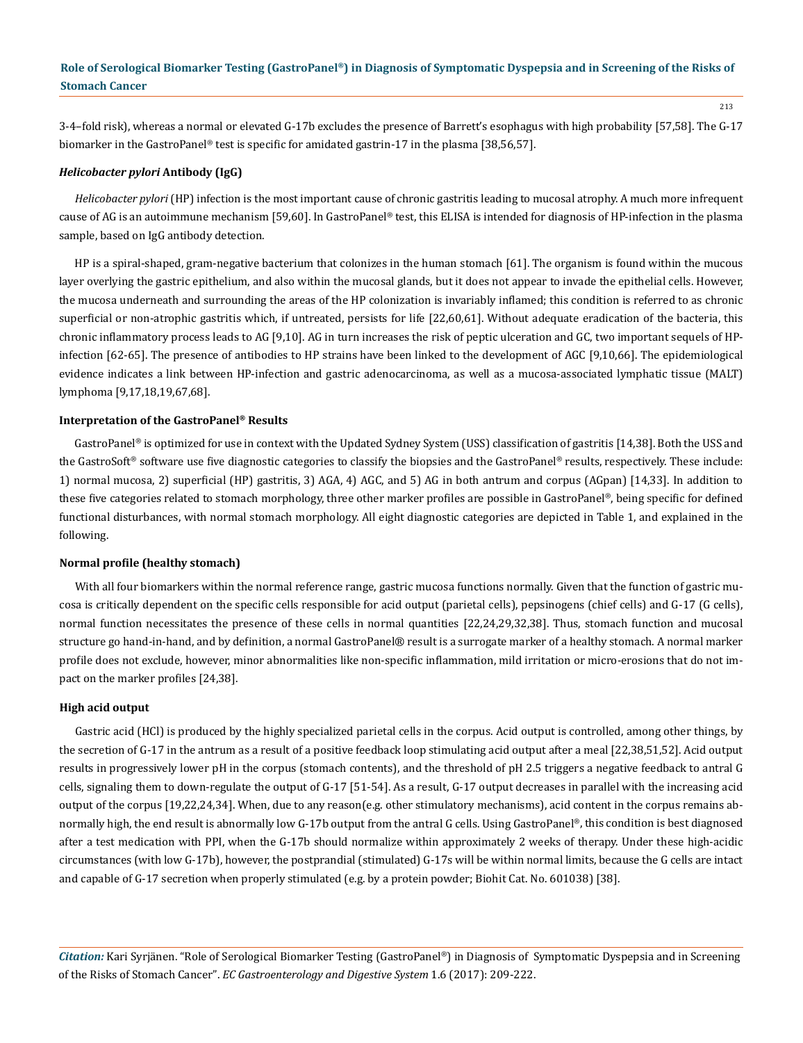3-4–fold risk), whereas a normal or elevated G-17b excludes the presence of Barrett's esophagus with high probability [57,58]. The G-17 biomarker in the GastroPanel® test is specific for amidated gastrin-17 in the plasma [38,56,57].

### *Helicobacter pylori* Antibody (IgG)

*Helicobacter pylori* (HP) infection is the most important cause of chronic gastritis leading to mucosal atrophy. A much more infrequent cause of AG is an autoimmune mechanism [59,60]. In GastroPanel® test, this ELISA is intended for diagnosis of HP-infection in the plasma sample, based on IgG antibody detection.

HP is a spiral-shaped, gram-negative bacterium that colonizes in the human stomach [61]. The organism is found within the mucous layer overlying the gastric epithelium, and also within the mucosal glands, but it does not appear to invade the epithelial cells. However, the mucosa underneath and surrounding the areas of the HP colonization is invariably inflamed; this condition is referred to as chronic superficial or non-atrophic gastritis which, if untreated, persists for life [22,60,61]. Without adequate eradication of the bacteria, this chronic inflammatory process leads to AG [9,10]. AG in turn increases the risk of peptic ulceration and GC, two important sequels of HP-infection [62-65]. The presence of antibodies to HP strains have been linked to the development of AGC [9,10,66]. The epidemiological evidence indicates a link between HP-infection and gastric adenocarcinoma, as well as a mucosa-associated lymphatic tissue (MALT) lymphoma [9,17,18,19,67,68].

### Interpretation of the GastroPanel® Results

GastroPanel® is optimized for use in context with the Updated Sydney System (USS) classification of gastritis [14,38]. Both the USS and the GastroSoft® software use five diagnostic categories to classify the biopsies and the GastroPanel® results, respectively. These include: 1) normal mucosa, 2) superficial (HP) gastritis, 3) AGA, 4) AGC, and 5) AG in both antrum and corpus (AGpan) [14,33]. In addition to these five categories related to stomach morphology, three other marker profiles are possible in GastroPanel®, being specific for defined functional disturbances, with normal stomach morphology. All eight diagnostic categories are depicted in Table 1, and explained in the following.

### Normal profile (healthy stomach)

With all four biomarkers within the normal reference range, gastric mucosa functions normally. Given that the function of gastric mucosa is critically dependent on the specific cells responsible for acid output (parietal cells), pepsinogens (chief cells) and G-17 (G cells), normal function necessitates the presence of these cells in normal quantities [22,24,29,32,38]. Thus, stomach function and mucosal structure go hand-in-hand, and by definition, a normal GastroPanel® result is a surrogate marker of a healthy stomach. A normal marker profile does not exclude, however, minor abnormalities like non-specific inflammation, mild irritation or micro-erosions that do not impact on the marker profiles [24,38].

### High acid output

Gastric acid (HCl) is produced by the highly specialized parietal cells in the corpus. Acid output is controlled, among other things, by the secretion of G-17 in the antrum as a result of a positive feedback loop stimulating acid output after a meal [22,38,51,52]. Acid output results in progressively lower pH in the corpus (stomach contents), and the threshold of pH 2.5 triggers a negative feedback to antral G cells, signaling them to down-regulate the output of G-17 [51-54]. As a result, G-17 output decreases in parallel with the increasing acid output of the corpus [19,22,24,34]. When, due to any reason(e.g. other stimulatory mechanisms), acid content in the corpus remains abnormally high, the end result is abnormally low G-17b output from the antral G cells. Using GastroPanel®, this condition is best diagnosed after a test medication with PPI, when the G-17b should normalize within approximately 2 weeks of therapy. Under these high-acidic circumstances (with low G-17b), however, the postprandial (stimulated) G-17s will be within normal limits, because the G cells are intact and capable of G-17 secretion when properly stimulated (e.g. by a protein powder; Biohit Cat. No. 601038) [38].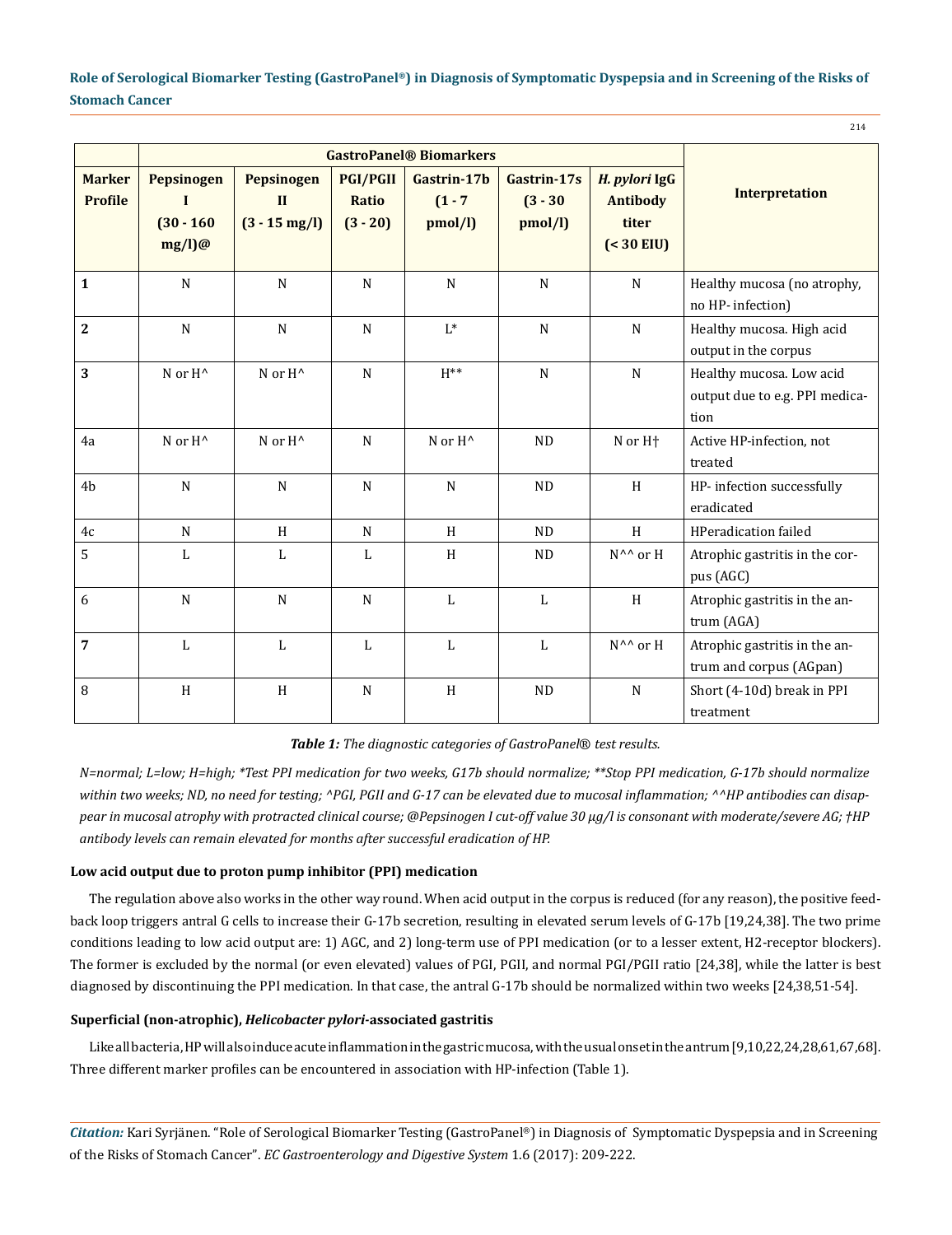| Marker Profile | GastroPanel® Biomarkers | | | | | | Interpretation |
|---|---|---|---|---|---|---|---|
| | Pepsinogen I (30 - 160 mg/l)@ | Pepsinogen II (3 - 15 mg/l) | PGI/PGII Ratio (3 - 20) | Gastrin-17b (1 - 7 pmol/l) | Gastrin-17s (3 - 30 pmol/l) | *H. pylori* IgG Antibody titer (< 30 EIU) | |
| **1** | N | N | N | N | N | N | Healthy mucosa (no atrophy, no HP- infection) |
| **2** | N | N | N | L* | N | N | Healthy mucosa. High acid output in the corpus |
| **3** | N or H^ | N or H^ | N | H** | N | N | Healthy mucosa. Low acid output due to e.g. PPI medication |
| 4a | N or H^ | N or H^ | N | N or H^ | ND | N or H† | Active HP-infection, not treated |
| 4b | N | N | N | N | ND | H | HP- infection successfully eradicated |
| 4c | N | H | N | H | ND | H | HPeradication failed |
| 5 | L | L | L | H | ND | N^^ or H | Atrophic gastritis in the corpus (AGC) |
| 6 | N | N | N | L | L | H | Atrophic gastritis in the antrum (AGA) |
| **7** | L | L | L | L | L | N^^ or H | Atrophic gastritis in the antrum and corpus (AGpan) |
| 8 | H | H | N | H | ND | N | Short (4-10d) break in PPI treatment |

***Table 1:*** *The diagnostic categories of GastroPanel® test results.*

*N=normal; L=low; H=high; *Test PPI medication for two weeks, G17b should normalize; **Stop PPI medication, G-17b should normalize within two weeks; ND, no need for testing; ^PGI, PGII and G-17 can be elevated due to mucosal inflammation; ^^HP antibodies can disappear in mucosal atrophy with protracted clinical course; @Pepsinogen I cut-off value 30 µg/l is consonant with moderate/severe AG; †HP antibody levels can remain elevated for months after successful eradication of HP.*

### Low acid output due to proton pump inhibitor (PPI) medication

The regulation above also works in the other way round. When acid output in the corpus is reduced (for any reason), the positive feedback loop triggers antral G cells to increase their G-17b secretion, resulting in elevated serum levels of G-17b [19,24,38]. The two prime conditions leading to low acid output are: 1) AGC, and 2) long-term use of PPI medication (or to a lesser extent, H2-receptor blockers). The former is excluded by the normal (or even elevated) values of PGI, PGII, and normal PGI/PGII ratio [24,38], while the latter is best diagnosed by discontinuing the PPI medication. In that case, the antral G-17b should be normalized within two weeks [24,38,51-54].

### Superficial (non-atrophic), *Helicobacter pylori*-associated gastritis

Like all bacteria, HP will also induce acute inflammation in the gastric mucosa, with the usual onset in the antrum [9,10,22,24,28,61,67,68]. Three different marker profiles can be encountered in association with HP-infection (Table 1).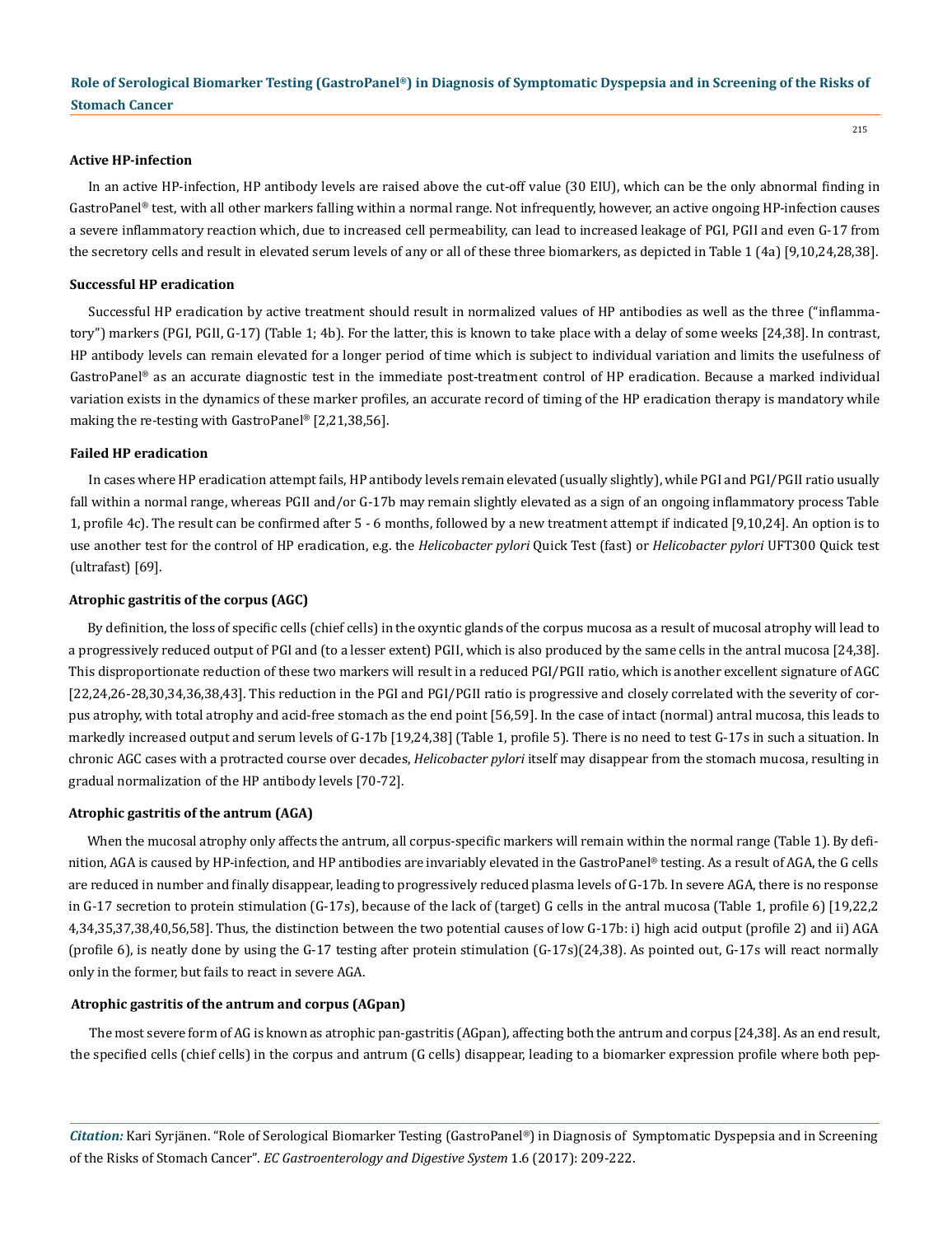### Active HP-infection

In an active HP-infection, HP antibody levels are raised above the cut-off value (30 EIU), which can be the only abnormal finding in GastroPanel® test, with all other markers falling within a normal range. Not infrequently, however, an active ongoing HP-infection causes a severe inflammatory reaction which, due to increased cell permeability, can lead to increased leakage of PGI, PGII and even G-17 from the secretory cells and result in elevated serum levels of any or all of these three biomarkers, as depicted in Table 1 (4a) [9,10,24,28,38].

### Successful HP eradication

Successful HP eradication by active treatment should result in normalized values of HP antibodies as well as the three ("inflammatory") markers (PGI, PGII, G-17) (Table 1; 4b). For the latter, this is known to take place with a delay of some weeks [24,38]. In contrast, HP antibody levels can remain elevated for a longer period of time which is subject to individual variation and limits the usefulness of GastroPanel® as an accurate diagnostic test in the immediate post-treatment control of HP eradication. Because a marked individual variation exists in the dynamics of these marker profiles, an accurate record of timing of the HP eradication therapy is mandatory while making the re-testing with GastroPanel® [2,21,38,56].

### Failed HP eradication

In cases where HP eradication attempt fails, HP antibody levels remain elevated (usually slightly), while PGI and PGI/PGII ratio usually fall within a normal range, whereas PGII and/or G-17b may remain slightly elevated as a sign of an ongoing inflammatory process Table 1, profile 4c). The result can be confirmed after 5 - 6 months, followed by a new treatment attempt if indicated [9,10,24]. An option is to use another test for the control of HP eradication, e.g. the *Helicobacter pylori* Quick Test (fast) or *Helicobacter pylori* UFT300 Quick test (ultrafast) [69].

### Atrophic gastritis of the corpus (AGC)

By definition, the loss of specific cells (chief cells) in the oxyntic glands of the corpus mucosa as a result of mucosal atrophy will lead to a progressively reduced output of PGI and (to a lesser extent) PGII, which is also produced by the same cells in the antral mucosa [24,38]. This disproportionate reduction of these two markers will result in a reduced PGI/PGII ratio, which is another excellent signature of AGC [22,24,26-28,30,34,36,38,43]. This reduction in the PGI and PGI/PGII ratio is progressive and closely correlated with the severity of corpus atrophy, with total atrophy and acid-free stomach as the end point [56,59]. In the case of intact (normal) antral mucosa, this leads to markedly increased output and serum levels of G-17b [19,24,38] (Table 1, profile 5). There is no need to test G-17s in such a situation. In chronic AGC cases with a protracted course over decades, *Helicobacter pylori* itself may disappear from the stomach mucosa, resulting in gradual normalization of the HP antibody levels [70-72].

### Atrophic gastritis of the antrum (AGA)

When the mucosal atrophy only affects the antrum, all corpus-specific markers will remain within the normal range (Table 1). By definition, AGA is caused by HP-infection, and HP antibodies are invariably elevated in the GastroPanel® testing. As a result of AGA, the G cells are reduced in number and finally disappear, leading to progressively reduced plasma levels of G-17b. In severe AGA, there is no response in G-17 secretion to protein stimulation (G-17s), because of the lack of (target) G cells in the antral mucosa (Table 1, profile 6) [19,22,24,34,35,37,38,40,56,58]. Thus, the distinction between the two potential causes of low G-17b: i) high acid output (profile 2) and ii) AGA (profile 6), is neatly done by using the G-17 testing after protein stimulation (G-17s)(24,38). As pointed out, G-17s will react normally only in the former, but fails to react in severe AGA.

### Atrophic gastritis of the antrum and corpus (AGpan)

The most severe form of AG is known as atrophic pan-gastritis (AGpan), affecting both the antrum and corpus [24,38]. As an end result, the specified cells (chief cells) in the corpus and antrum (G cells) disappear, leading to a biomarker expression profile where both pep-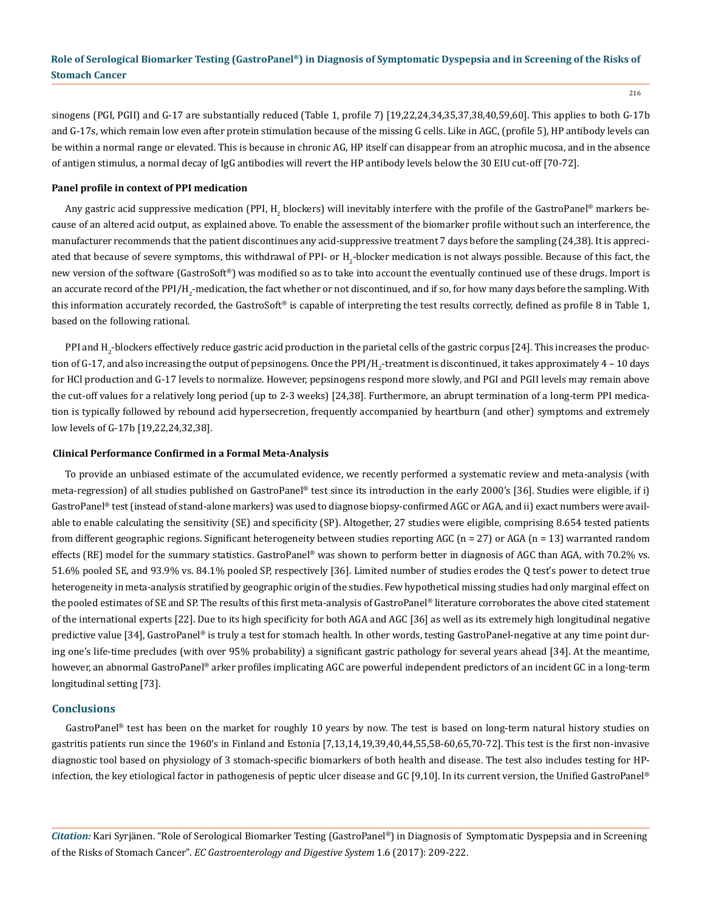sinogens (PGI, PGII) and G-17 are substantially reduced (Table 1, profile 7) [19,22,24,34,35,37,38,40,59,60]. This applies to both G-17b and G-17s, which remain low even after protein stimulation because of the missing G cells. Like in AGC, (profile 5), HP antibody levels can be within a normal range or elevated. This is because in chronic AG, HP itself can disappear from an atrophic mucosa, and in the absence of antigen stimulus, a normal decay of IgG antibodies will revert the HP antibody levels below the 30 EIU cut-off [70-72].

#### Panel profile in context of PPI medication

Any gastric acid suppressive medication (PPI, $H_2$ blockers) will inevitably interfere with the profile of the GastroPanel® markers because of an altered acid output, as explained above. To enable the assessment of the biomarker profile without such an interference, the manufacturer recommends that the patient discontinues any acid-suppressive treatment 7 days before the sampling (24,38). It is appreciated that because of severe symptoms, this withdrawal of PPI- or $H_2$-blocker medication is not always possible. Because of this fact, the new version of the software (GastroSoft®) was modified so as to take into account the eventually continued use of these drugs. Import is an accurate record of the PPI/$H_2$-medication, the fact whether or not discontinued, and if so, for how many days before the sampling. With this information accurately recorded, the GastroSoft® is capable of interpreting the test results correctly, defined as profile 8 in Table 1, based on the following rational.

PPI and $H_2$-blockers effectively reduce gastric acid production in the parietal cells of the gastric corpus [24]. This increases the production of G-17, and also increasing the output of pepsinogens. Once the PPI/$H_2$-treatment is discontinued, it takes approximately 4 – 10 days for HCl production and G-17 levels to normalize. However, pepsinogens respond more slowly, and PGI and PGII levels may remain above the cut-off values for a relatively long period (up to 2-3 weeks) [24,38]. Furthermore, an abrupt termination of a long-term PPI medication is typically followed by rebound acid hypersecretion, frequently accompanied by heartburn (and other) symptoms and extremely low levels of G-17b [19,22,24,32,38].

#### Clinical Performance Confirmed in a Formal Meta-Analysis

To provide an unbiased estimate of the accumulated evidence, we recently performed a systematic review and meta-analysis (with meta-regression) of all studies published on GastroPanel® test since its introduction in the early 2000's [36]. Studies were eligible, if i) GastroPanel® test (instead of stand-alone markers) was used to diagnose biopsy-confirmed AGC or AGA, and ii) exact numbers were available to enable calculating the sensitivity (SE) and specificity (SP). Altogether, 27 studies were eligible, comprising 8.654 tested patients from different geographic regions. Significant heterogeneity between studies reporting AGC (n = 27) or AGA (n = 13) warranted random effects (RE) model for the summary statistics. GastroPanel® was shown to perform better in diagnosis of AGC than AGA, with 70.2% vs. 51.6% pooled SE, and 93.9% vs. 84.1% pooled SP, respectively [36]. Limited number of studies erodes the Q test's power to detect true heterogeneity in meta-analysis stratified by geographic origin of the studies. Few hypothetical missing studies had only marginal effect on the pooled estimates of SE and SP. The results of this first meta-analysis of GastroPanel® literature corroborates the above cited statement of the international experts [22]. Due to its high specificity for both AGA and AGC [36] as well as its extremely high longitudinal negative predictive value [34], GastroPanel® is truly a test for stomach health. In other words, testing GastroPanel-negative at any time point during one's life-time precludes (with over 95% probability) a significant gastric pathology for several years ahead [34]. At the meantime, however, an abnormal GastroPanel® arker profiles implicating AGC are powerful independent predictors of an incident GC in a long-term longitudinal setting [73].

## Conclusions

GastroPanel® test has been on the market for roughly 10 years by now. The test is based on long-term natural history studies on gastritis patients run since the 1960's in Finland and Estonia [7,13,14,19,39,40,44,55,58-60,65,70-72]. This test is the first non-invasive diagnostic tool based on physiology of 3 stomach-specific biomarkers of both health and disease. The test also includes testing for HP-infection, the key etiological factor in pathogenesis of peptic ulcer disease and GC [9,10]. In its current version, the Unified GastroPanel®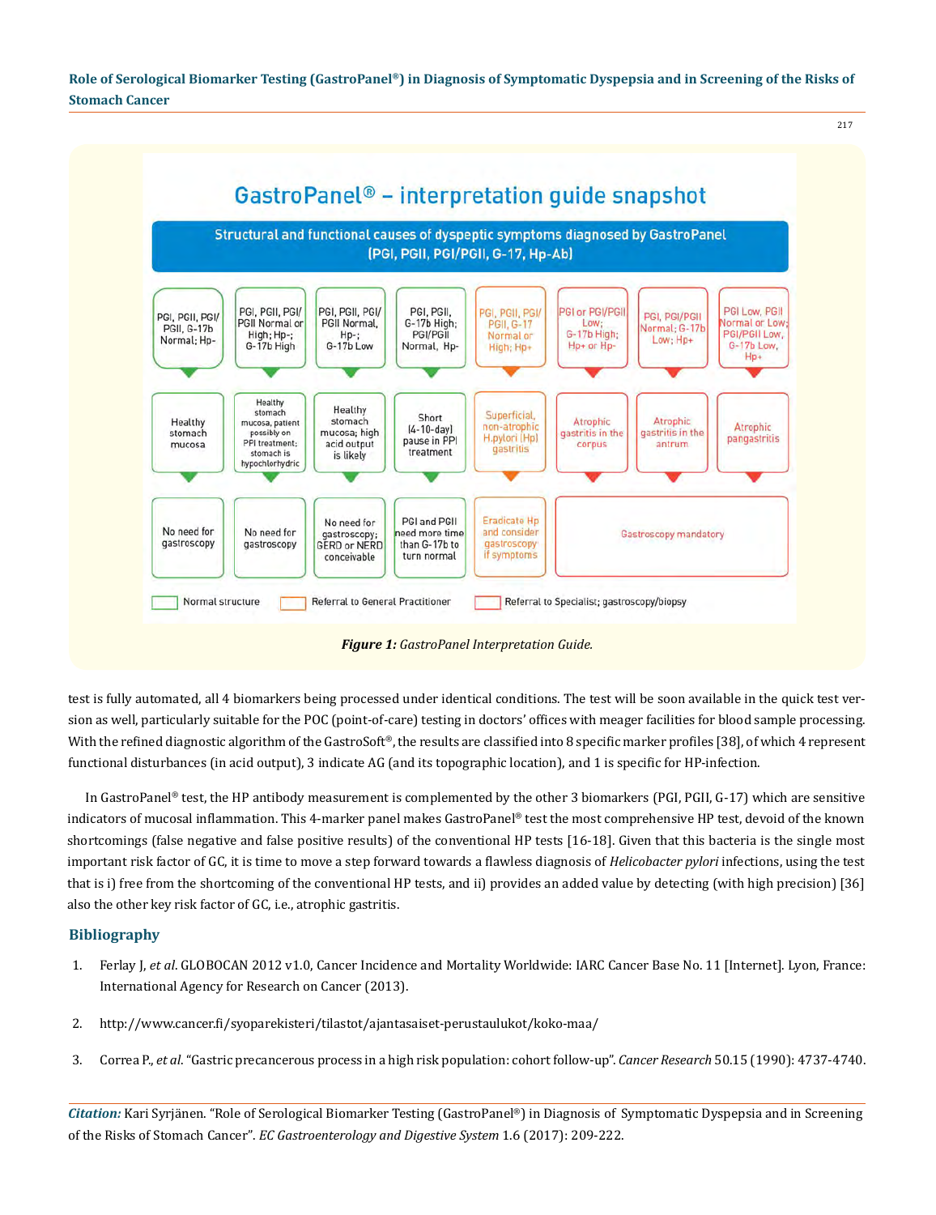## GastroPanel® – interpretation guide snapshot

**Structural and functional causes of dyspeptic symptoms diagnosed by GastroPanel (PGI, PGII, PGI/PGII, G-17, Hp-Ab)**

| Marker profile | Interpretation | Recommendation |
|---|---|---|
| PGI, PGII, PGI/PGII, G-17b Normal; Hp- | Healthy stomach mucosa | No need for gastroscopy |
| PGI, PGII, PGI/PGII Normal or High; Hp-; G-17b High | Healthy stomach mucosa, patient possibly on PPI treatment; stomach is hypochlorhydric | No need for gastroscopy |
| PGI, PGII, PGI/PGII Normal, Hp-; G-17b Low | Healthy stomach mucosa; high acid output is likely | No need for gastroscopy; GERD or NERD conceivable |
| PGI, PGII, G-17b High; PGI/PGII Normal, Hp- | Short (4-10-day) pause in PPI treatment | PGI and PGII need more time than G-17b to turn normal |
| PGI, PGII, PGI/PGII, G-17 Normal or High; Hp+ | Superficial, non-atrophic H.pylori (Hp) gastritis | Eradicate Hp and consider gastroscopy if symptoms |
| PGI or PGI/PGII Low; G-17b High; Hp+ or Hp- | Atrophic gastritis in the corpus | Gastroscopy mandatory |
| PGI, PGI/PGII Normal; G-17b Low; Hp+ | Atrophic gastritis in the antrum | Gastroscopy mandatory |
| PGI Low, PGII Normal or Low; PGI/PGII Low, G-17b Low, Hp+ | Atrophic pangastritis | Gastroscopy mandatory |

Normal structure | Referral to General Practitioner | Referral to Specialist; gastroscopy/biopsy

*Figure 1: GastroPanel Interpretation Guide.*

test is fully automated, all 4 biomarkers being processed under identical conditions. The test will be soon available in the quick test version as well, particularly suitable for the POC (point-of-care) testing in doctors' offices with meager facilities for blood sample processing. With the refined diagnostic algorithm of the GastroSoft®, the results are classified into 8 specific marker profiles [38], of which 4 represent functional disturbances (in acid output), 3 indicate AG (and its topographic location), and 1 is specific for HP-infection.

In GastroPanel® test, the HP antibody measurement is complemented by the other 3 biomarkers (PGI, PGII, G-17) which are sensitive indicators of mucosal inflammation. This 4-marker panel makes GastroPanel® test the most comprehensive HP test, devoid of the known shortcomings (false negative and false positive results) of the conventional HP tests [16-18]. Given that this bacteria is the single most important risk factor of GC, it is time to move a step forward towards a flawless diagnosis of *Helicobacter pylori* infections, using the test that is i) free from the shortcoming of the conventional HP tests, and ii) provides an added value by detecting (with high precision) [36] also the other key risk factor of GC, i.e., atrophic gastritis.

## Bibliography

1. Ferlay J, *et al*. GLOBOCAN 2012 v1.0, Cancer Incidence and Mortality Worldwide: IARC Cancer Base No. 11 [Internet]. Lyon, France: International Agency for Research on Cancer (2013).
2. http://www.cancer.fi/syoparekisteri/tilastot/ajantasaiset-perustaulukot/koko-maa/
3. Correa P., *et al*. "Gastric precancerous process in a high risk population: cohort follow-up". *Cancer Research* 50.15 (1990): 4737-4740.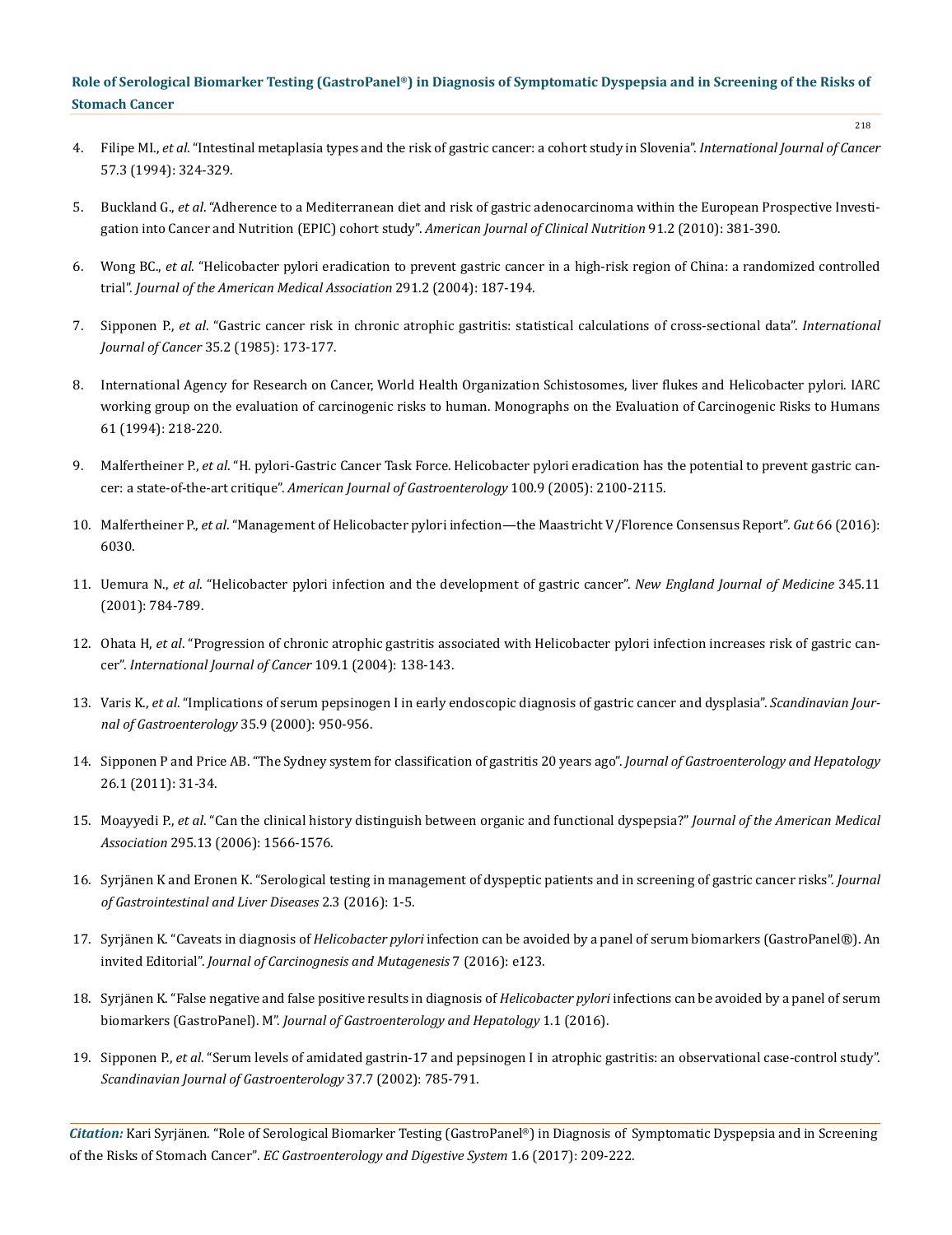4. Filipe MI., *et al*. "Intestinal metaplasia types and the risk of gastric cancer: a cohort study in Slovenia". *International Journal of Cancer* 57.3 (1994): 324-329.

5. Buckland G., *et al*. "Adherence to a Mediterranean diet and risk of gastric adenocarcinoma within the European Prospective Investigation into Cancer and Nutrition (EPIC) cohort study". *American Journal of Clinical Nutrition* 91.2 (2010): 381-390.

6. Wong BC., *et al*. "Helicobacter pylori eradication to prevent gastric cancer in a high-risk region of China: a randomized controlled trial". *Journal of the American Medical Association* 291.2 (2004): 187-194.

7. Sipponen P., *et al*. "Gastric cancer risk in chronic atrophic gastritis: statistical calculations of cross-sectional data". *International Journal of Cancer* 35.2 (1985): 173-177.

8. International Agency for Research on Cancer, World Health Organization Schistosomes, liver flukes and Helicobacter pylori. IARC working group on the evaluation of carcinogenic risks to human. Monographs on the Evaluation of Carcinogenic Risks to Humans 61 (1994): 218-220.

9. Malfertheiner P., *et al*. "H. pylori-Gastric Cancer Task Force. Helicobacter pylori eradication has the potential to prevent gastric cancer: a state-of-the-art critique". *American Journal of Gastroenterology* 100.9 (2005): 2100-2115.

10. Malfertheiner P., *et al*. "Management of Helicobacter pylori infection—the Maastricht V/Florence Consensus Report". *Gut* 66 (2016): 6030.

11. Uemura N., *et al*. "Helicobacter pylori infection and the development of gastric cancer". *New England Journal of Medicine* 345.11 (2001): 784-789.

12. Ohata H, *et al*. "Progression of chronic atrophic gastritis associated with Helicobacter pylori infection increases risk of gastric cancer". *International Journal of Cancer* 109.1 (2004): 138-143.

13. Varis K., *et al*. "Implications of serum pepsinogen I in early endoscopic diagnosis of gastric cancer and dysplasia". *Scandinavian Journal of Gastroenterology* 35.9 (2000): 950-956.

14. Sipponen P and Price AB. "The Sydney system for classification of gastritis 20 years ago". *Journal of Gastroenterology and Hepatology* 26.1 (2011): 31-34.

15. Moayyedi P., *et al*. "Can the clinical history distinguish between organic and functional dyspepsia?" *Journal of the American Medical Association* 295.13 (2006): 1566-1576.

16. Syrjänen K and Eronen K. "Serological testing in management of dyspeptic patients and in screening of gastric cancer risks". *Journal of Gastrointestinal and Liver Diseases* 2.3 (2016): 1-5.

17. Syrjänen K. "Caveats in diagnosis of *Helicobacter pylori* infection can be avoided by a panel of serum biomarkers (GastroPanel®). An invited Editorial". *Journal of Carcinognesis and Mutagenesis* 7 (2016): e123.

18. Syrjänen K. "False negative and false positive results in diagnosis of *Helicobacter pylori* infections can be avoided by a panel of serum biomarkers (GastroPanel). M". *Journal of Gastroenterology and Hepatology* 1.1 (2016).

19. Sipponen P., *et al*. "Serum levels of amidated gastrin-17 and pepsinogen I in atrophic gastritis: an observational case-control study". *Scandinavian Journal of Gastroenterology* 37.7 (2002): 785-791.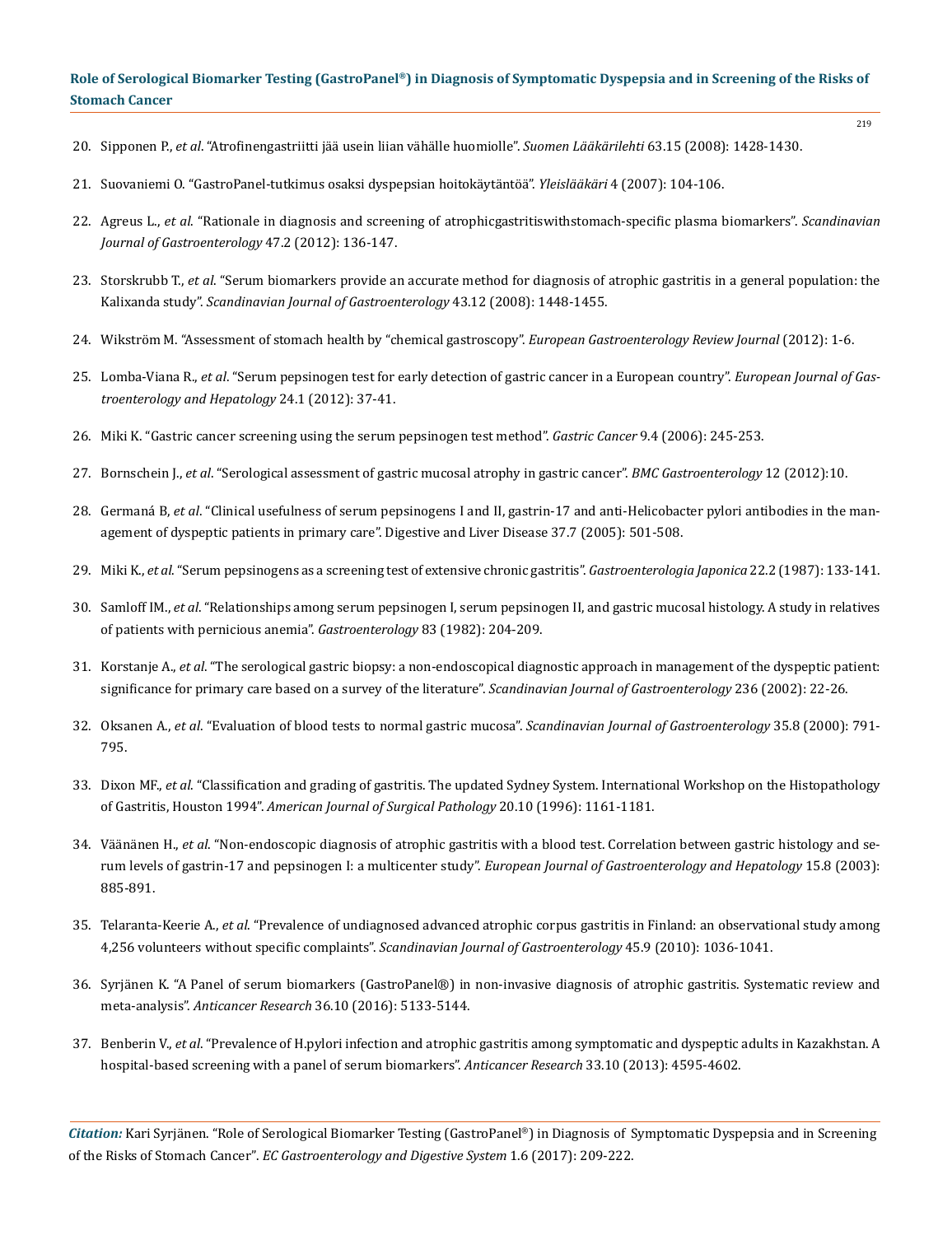20. Sipponen P., *et al*. "Atrofinengastriitti jää usein liian vähälle huomiolle". *Suomen Lääkärilehti* 63.15 (2008): 1428-1430.

21. Suovaniemi O. "GastroPanel-tutkimus osaksi dyspepsian hoitokäytäntöä". *Yleislääkäri* 4 (2007): 104-106.

22. Agreus L., *et al*. "Rationale in diagnosis and screening of atrophicgastritiswithstomach-specific plasma biomarkers". *Scandinavian Journal of Gastroenterology* 47.2 (2012): 136-147.

23. Storskrubb T., *et al*. "Serum biomarkers provide an accurate method for diagnosis of atrophic gastritis in a general population: the Kalixanda study". *Scandinavian Journal of Gastroenterology* 43.12 (2008): 1448-1455.

24. Wikström M. "Assessment of stomach health by "chemical gastroscopy". *European Gastroenterology Review Journal* (2012): 1-6.

25. Lomba-Viana R., *et al*. "Serum pepsinogen test for early detection of gastric cancer in a European country". *European Journal of Gastroenterology and Hepatology* 24.1 (2012): 37-41.

26. Miki K. "Gastric cancer screening using the serum pepsinogen test method". *Gastric Cancer* 9.4 (2006): 245-253.

27. Bornschein J., *et al*. "Serological assessment of gastric mucosal atrophy in gastric cancer". *BMC Gastroenterology* 12 (2012):10.

28. Germaná B, *et al*. "Clinical usefulness of serum pepsinogens I and II, gastrin-17 and anti-Helicobacter pylori antibodies in the management of dyspeptic patients in primary care". Digestive and Liver Disease 37.7 (2005): 501-508.

29. Miki K., *et al*. "Serum pepsinogens as a screening test of extensive chronic gastritis". *Gastroenterologia Japonica* 22.2 (1987): 133-141.

30. Samloff IM., *et al*. "Relationships among serum pepsinogen I, serum pepsinogen II, and gastric mucosal histology. A study in relatives of patients with pernicious anemia". *Gastroenterology* 83 (1982): 204-209.

31. Korstanje A., *et al*. "The serological gastric biopsy: a non-endoscopical diagnostic approach in management of the dyspeptic patient: significance for primary care based on a survey of the literature". *Scandinavian Journal of Gastroenterology* 236 (2002): 22-26.

32. Oksanen A., *et al*. "Evaluation of blood tests to normal gastric mucosa". *Scandinavian Journal of Gastroenterology* 35.8 (2000): 791-795.

33. Dixon MF., *et al*. "Classification and grading of gastritis. The updated Sydney System. International Workshop on the Histopathology of Gastritis, Houston 1994". *American Journal of Surgical Pathology* 20.10 (1996): 1161-1181.

34. Väänänen H., *et al*. "Non-endoscopic diagnosis of atrophic gastritis with a blood test. Correlation between gastric histology and serum levels of gastrin-17 and pepsinogen I: a multicenter study". *European Journal of Gastroenterology and Hepatology* 15.8 (2003): 885-891.

35. Telaranta-Keerie A., *et al*. "Prevalence of undiagnosed advanced atrophic corpus gastritis in Finland: an observational study among 4,256 volunteers without specific complaints". *Scandinavian Journal of Gastroenterology* 45.9 (2010): 1036-1041.

36. Syrjänen K. "A Panel of serum biomarkers (GastroPanel®) in non-invasive diagnosis of atrophic gastritis. Systematic review and meta-analysis". *Anticancer Research* 36.10 (2016): 5133-5144.

37. Benberin V., *et al*. "Prevalence of H.pylori infection and atrophic gastritis among symptomatic and dyspeptic adults in Kazakhstan. A hospital-based screening with a panel of serum biomarkers". *Anticancer Research* 33.10 (2013): 4595-4602.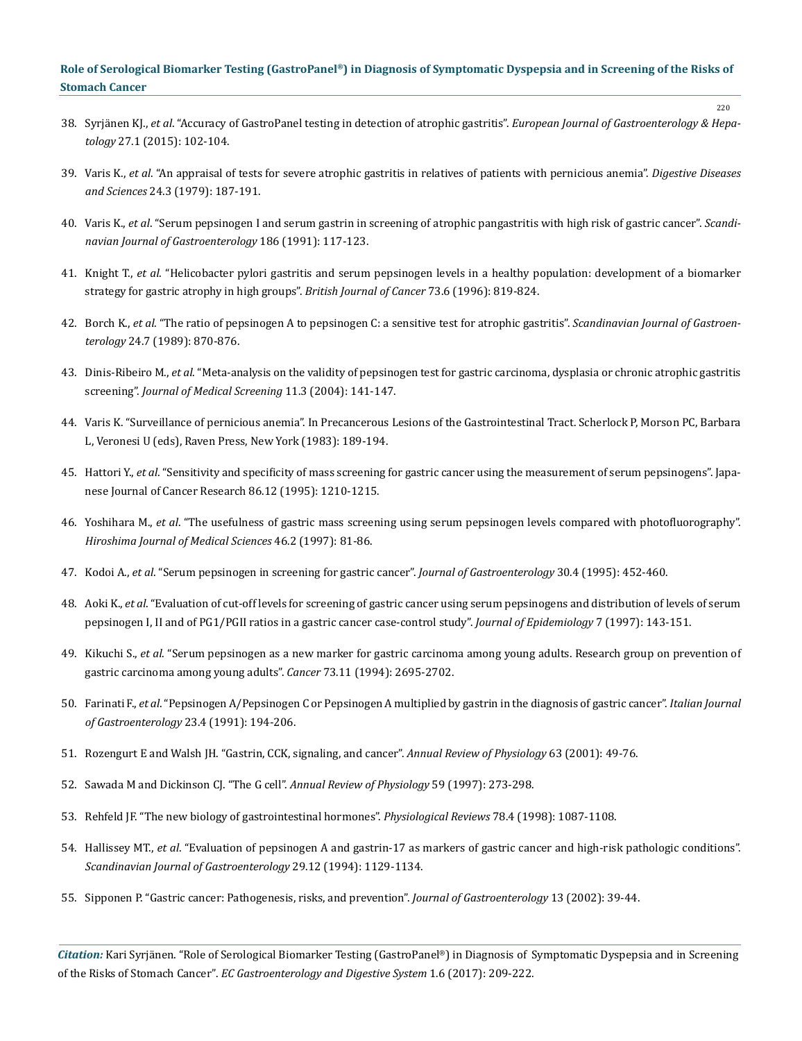38. Syrjänen KJ., *et al*. "Accuracy of GastroPanel testing in detection of atrophic gastritis". *European Journal of Gastroenterology & Hepatology* 27.1 (2015): 102-104.

39. Varis K., *et al*. "An appraisal of tests for severe atrophic gastritis in relatives of patients with pernicious anemia". *Digestive Diseases and Sciences* 24.3 (1979): 187-191.

40. Varis K., *et al*. "Serum pepsinogen I and serum gastrin in screening of atrophic pangastritis with high risk of gastric cancer". *Scandinavian Journal of Gastroenterology* 186 (1991): 117-123.

41. Knight T., *et al*. "Helicobacter pylori gastritis and serum pepsinogen levels in a healthy population: development of a biomarker strategy for gastric atrophy in high groups". *British Journal of Cancer* 73.6 (1996): 819-824.

42. Borch K., *et al*. "The ratio of pepsinogen A to pepsinogen C: a sensitive test for atrophic gastritis". *Scandinavian Journal of Gastroenterology* 24.7 (1989): 870-876.

43. Dinis-Ribeiro M., *et al*. "Meta-analysis on the validity of pepsinogen test for gastric carcinoma, dysplasia or chronic atrophic gastritis screening". *Journal of Medical Screening* 11.3 (2004): 141-147.

44. Varis K. "Surveillance of pernicious anemia". In Precancerous Lesions of the Gastrointestinal Tract. Scherlock P, Morson PC, Barbara L, Veronesi U (eds), Raven Press, New York (1983): 189-194.

45. Hattori Y., *et al*. "Sensitivity and specificity of mass screening for gastric cancer using the measurement of serum pepsinogens". Japanese Journal of Cancer Research 86.12 (1995): 1210-1215.

46. Yoshihara M., *et al*. "The usefulness of gastric mass screening using serum pepsinogen levels compared with photofluorography". *Hiroshima Journal of Medical Sciences* 46.2 (1997): 81-86.

47. Kodoi A., *et al*. "Serum pepsinogen in screening for gastric cancer". *Journal of Gastroenterology* 30.4 (1995): 452-460.

48. Aoki K., *et al*. "Evaluation of cut-off levels for screening of gastric cancer using serum pepsinogens and distribution of levels of serum pepsinogen I, II and of PG1/PGII ratios in a gastric cancer case-control study". *Journal of Epidemiology* 7 (1997): 143-151.

49. Kikuchi S., *et al*. "Serum pepsinogen as a new marker for gastric carcinoma among young adults. Research group on prevention of gastric carcinoma among young adults". *Cancer* 73.11 (1994): 2695-2702.

50. Farinati F., *et al*. "Pepsinogen A/Pepsinogen C or Pepsinogen A multiplied by gastrin in the diagnosis of gastric cancer". *Italian Journal of Gastroenterology* 23.4 (1991): 194-206.

51. Rozengurt E and Walsh JH. "Gastrin, CCK, signaling, and cancer". *Annual Review of Physiology* 63 (2001): 49-76.

52. Sawada M and Dickinson CJ. "The G cell". *Annual Review of Physiology* 59 (1997): 273-298.

53. Rehfeld JF. "The new biology of gastrointestinal hormones". *Physiological Reviews* 78.4 (1998): 1087-1108.

54. Hallissey MT., *et al*. "Evaluation of pepsinogen A and gastrin-17 as markers of gastric cancer and high-risk pathologic conditions". *Scandinavian Journal of Gastroenterology* 29.12 (1994): 1129-1134.

55. Sipponen P. "Gastric cancer: Pathogenesis, risks, and prevention". *Journal of Gastroenterology* 13 (2002): 39-44.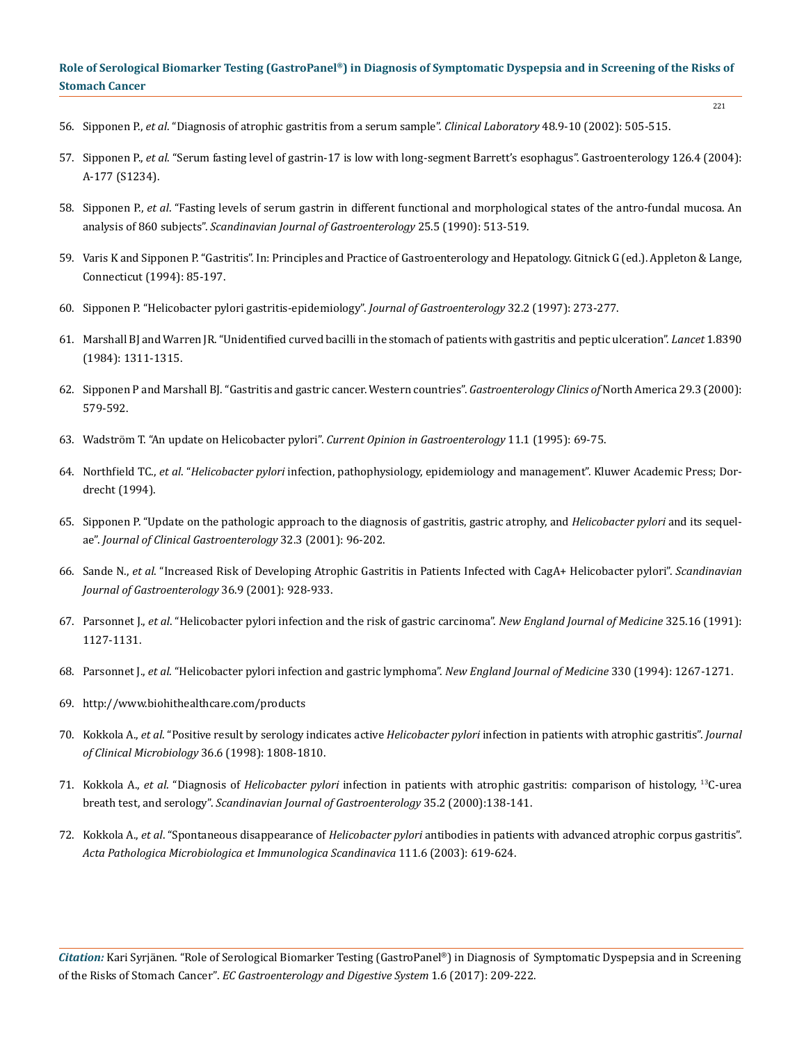56. Sipponen P., *et al*. "Diagnosis of atrophic gastritis from a serum sample". *Clinical Laboratory* 48.9-10 (2002): 505-515.

57. Sipponen P., *et al*. "Serum fasting level of gastrin-17 is low with long-segment Barrett's esophagus". Gastroenterology 126.4 (2004): A-177 (S1234).

58. Sipponen P., *et al*. "Fasting levels of serum gastrin in different functional and morphological states of the antro-fundal mucosa. An analysis of 860 subjects". *Scandinavian Journal of Gastroenterology* 25.5 (1990): 513-519.

59. Varis K and Sipponen P. "Gastritis". In: Principles and Practice of Gastroenterology and Hepatology. Gitnick G (ed.). Appleton & Lange, Connecticut (1994): 85-197.

60. Sipponen P. "Helicobacter pylori gastritis-epidemiology". *Journal of Gastroenterology* 32.2 (1997): 273-277.

61. Marshall BJ and Warren JR. "Unidentified curved bacilli in the stomach of patients with gastritis and peptic ulceration". *Lancet* 1.8390 (1984): 1311-1315.

62. Sipponen P and Marshall BJ. "Gastritis and gastric cancer. Western countries". *Gastroenterology Clinics of* North America 29.3 (2000): 579-592.

63. Wadström T. "An update on Helicobacter pylori". *Current Opinion in Gastroenterology* 11.1 (1995): 69-75.

64. Northfield TC., *et al*. "*Helicobacter pylori* infection, pathophysiology, epidemiology and management". Kluwer Academic Press; Dordrecht (1994).

65. Sipponen P. "Update on the pathologic approach to the diagnosis of gastritis, gastric atrophy, and *Helicobacter pylori* and its sequelae". *Journal of Clinical Gastroenterology* 32.3 (2001): 96-202.

66. Sande N., *et al*. "Increased Risk of Developing Atrophic Gastritis in Patients Infected with CagA+ Helicobacter pylori". *Scandinavian Journal of Gastroenterology* 36.9 (2001): 928-933.

67. Parsonnet J., *et al*. "Helicobacter pylori infection and the risk of gastric carcinoma". *New England Journal of Medicine* 325.16 (1991): 1127-1131.

68. Parsonnet J., *et al*. "Helicobacter pylori infection and gastric lymphoma". *New England Journal of Medicine* 330 (1994): 1267-1271.

69. http://www.biohithealthcare.com/products

70. Kokkola A., *et al*. "Positive result by serology indicates active *Helicobacter pylori* infection in patients with atrophic gastritis". *Journal of Clinical Microbiology* 36.6 (1998): 1808-1810.

71. Kokkola A., *et al*. "Diagnosis of *Helicobacter pylori* infection in patients with atrophic gastritis: comparison of histology, $^{13}$C-urea breath test, and serology". *Scandinavian Journal of Gastroenterology* 35.2 (2000):138-141.

72. Kokkola A., *et al*. "Spontaneous disappearance of *Helicobacter pylori* antibodies in patients with advanced atrophic corpus gastritis". *Acta Pathologica Microbiologica et Immunologica Scandinavica* 111.6 (2003): 619-624.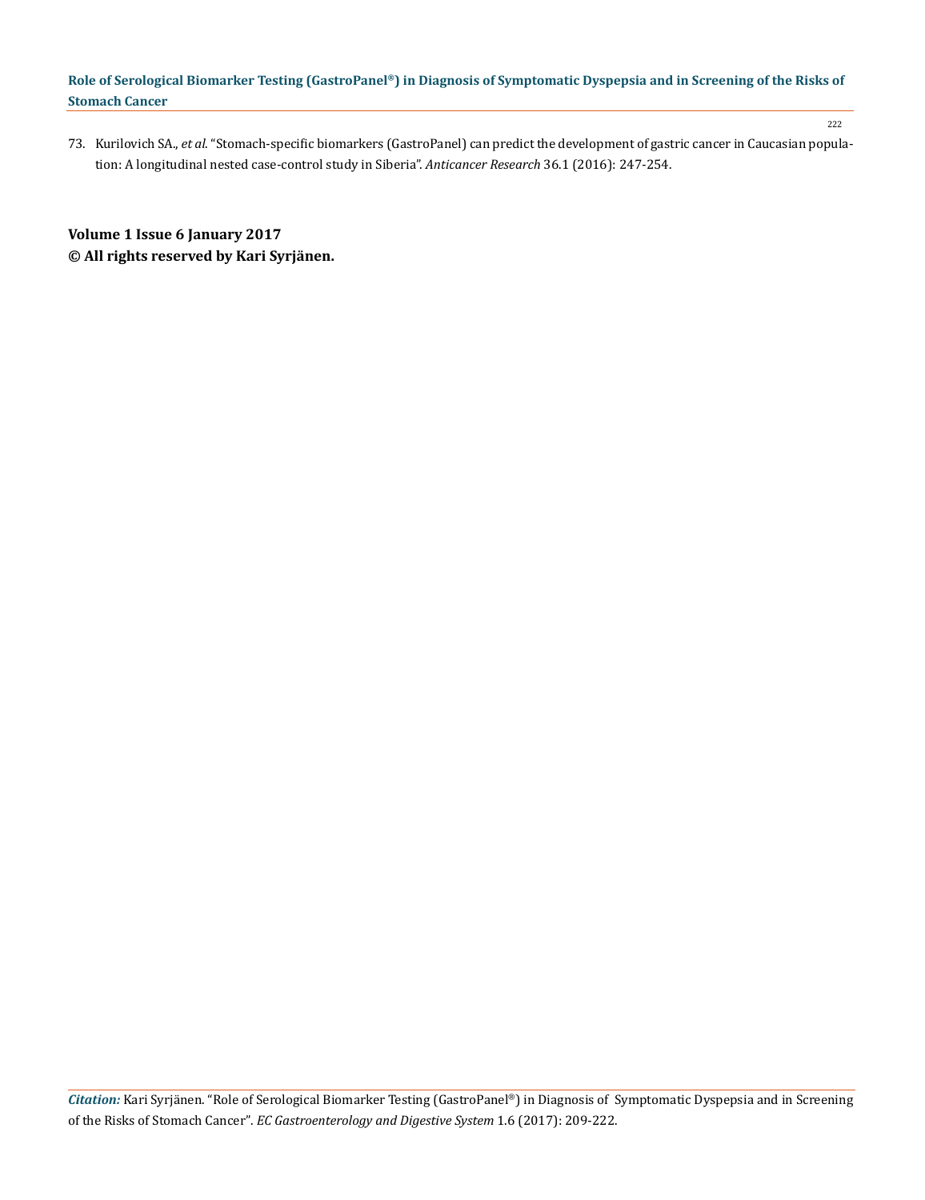73. Kurilovich SA., *et al*. "Stomach-specific biomarkers (GastroPanel) can predict the development of gastric cancer in Caucasian population: A longitudinal nested case-control study in Siberia". *Anticancer Research* 36.1 (2016): 247-254.

**Volume 1 Issue 6 January 2017**
**© All rights reserved by Kari Syrjänen.**